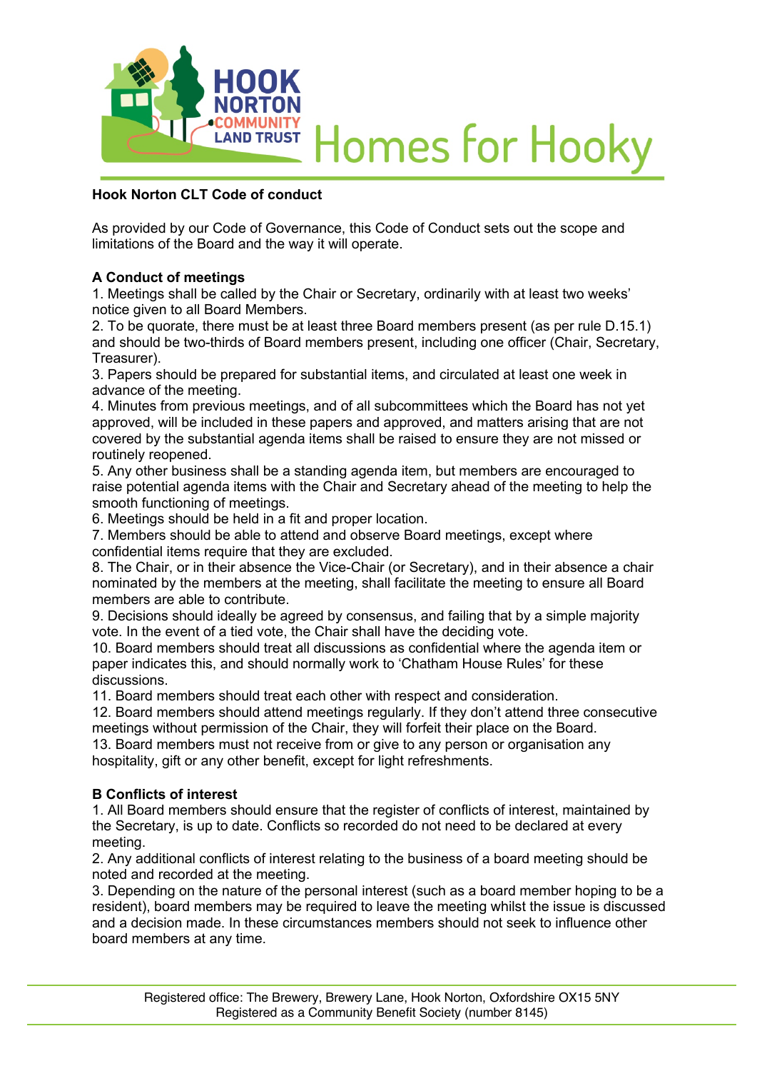# Hook Norton CLT Code of conduct

As provided by our Code of Governance, this Code of Conduct sets out the scope and limitations of the Board and the way it will operate.

## A Conduct of meetings

1. Meetings shall be called by the Chair or Secretary, ordinarily with at least two weeks' notice given to all Board Members.
2. To be quorate, there must be at least three Board members present (as per rule D.15.1) and should be two-thirds of Board members present, including one officer (Chair, Secretary, Treasurer).
3. Papers should be prepared for substantial items, and circulated at least one week in advance of the meeting.
4. Minutes from previous meetings, and of all subcommittees which the Board has not yet approved, will be included in these papers and approved, and matters arising that are not covered by the substantial agenda items shall be raised to ensure they are not missed or routinely reopened.
5. Any other business shall be a standing agenda item, but members are encouraged to raise potential agenda items with the Chair and Secretary ahead of the meeting to help the smooth functioning of meetings.
6. Meetings should be held in a fit and proper location.
7. Members should be able to attend and observe Board meetings, except where confidential items require that they are excluded.
8. The Chair, or in their absence the Vice-Chair (or Secretary), and in their absence a chair nominated by the members at the meeting, shall facilitate the meeting to ensure all Board members are able to contribute.
9. Decisions should ideally be agreed by consensus, and failing that by a simple majority vote. In the event of a tied vote, the Chair shall have the deciding vote.
10. Board members should treat all discussions as confidential where the agenda item or paper indicates this, and should normally work to 'Chatham House Rules' for these discussions.
11. Board members should treat each other with respect and consideration.
12. Board members should attend meetings regularly. If they don't attend three consecutive meetings without permission of the Chair, they will forfeit their place on the Board.
13. Board members must not receive from or give to any person or organisation any hospitality, gift or any other benefit, except for light refreshments.

## B Conflicts of interest

1. All Board members should ensure that the register of conflicts of interest, maintained by the Secretary, is up to date. Conflicts so recorded do not need to be declared at every meeting.
2. Any additional conflicts of interest relating to the business of a board meeting should be noted and recorded at the meeting.
3. Depending on the nature of the personal interest (such as a board member hoping to be a resident), board members may be required to leave the meeting whilst the issue is discussed and a decision made. In these circumstances members should not seek to influence other board members at any time.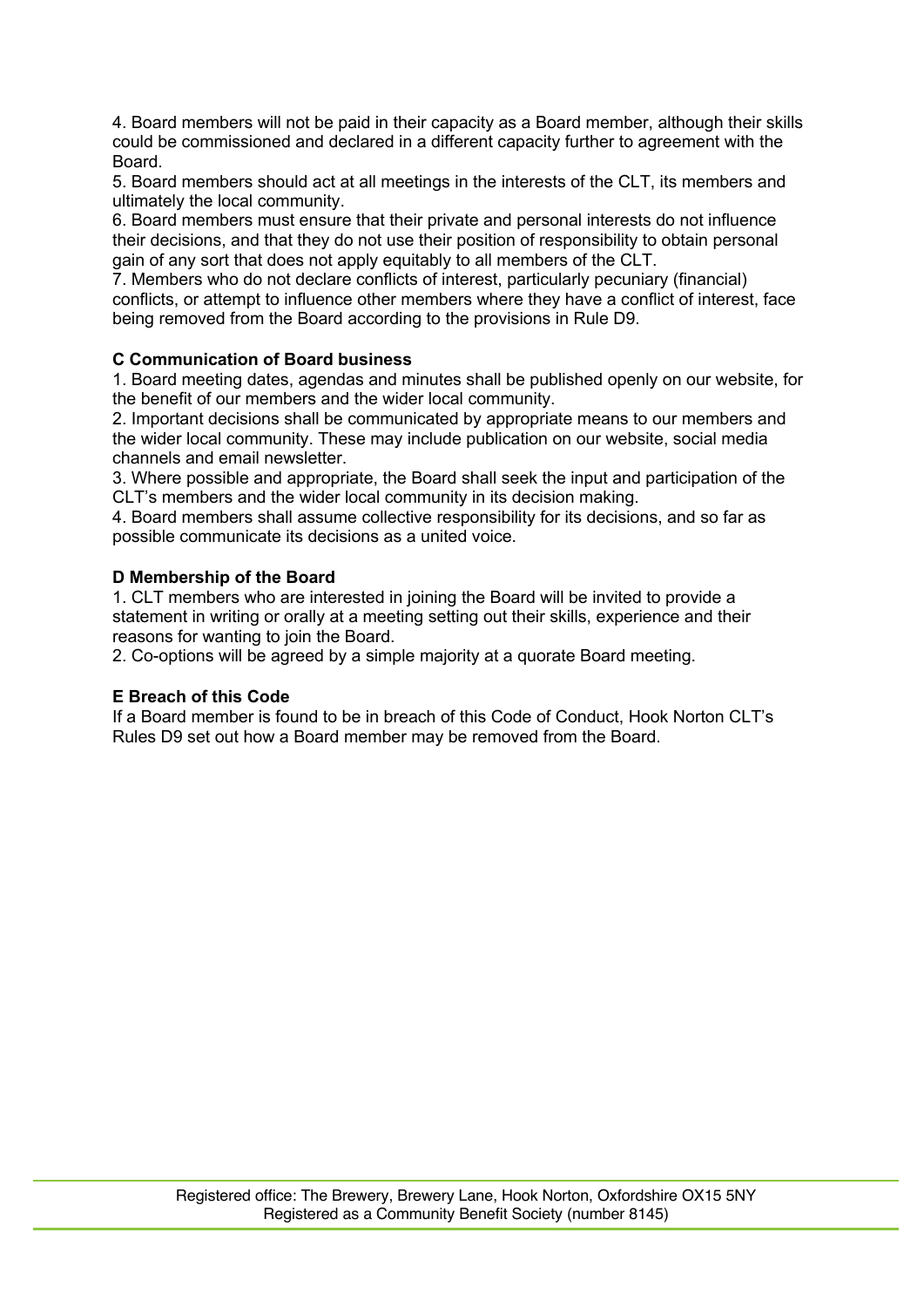4. Board members will not be paid in their capacity as a Board member, although their skills could be commissioned and declared in a different capacity further to agreement with the Board.
5. Board members should act at all meetings in the interests of the CLT, its members and ultimately the local community.
6. Board members must ensure that their private and personal interests do not influence their decisions, and that they do not use their position of responsibility to obtain personal gain of any sort that does not apply equitably to all members of the CLT.
7. Members who do not declare conflicts of interest, particularly pecuniary (financial) conflicts, or attempt to influence other members where they have a conflict of interest, face being removed from the Board according to the provisions in Rule D9.

**C Communication of Board business**

1. Board meeting dates, agendas and minutes shall be published openly on our website, for the benefit of our members and the wider local community.
2. Important decisions shall be communicated by appropriate means to our members and the wider local community. These may include publication on our website, social media channels and email newsletter.
3. Where possible and appropriate, the Board shall seek the input and participation of the CLT's members and the wider local community in its decision making.
4. Board members shall assume collective responsibility for its decisions, and so far as possible communicate its decisions as a united voice.

**D Membership of the Board**

1. CLT members who are interested in joining the Board will be invited to provide a statement in writing or orally at a meeting setting out their skills, experience and their reasons for wanting to join the Board.
2. Co-options will be agreed by a simple majority at a quorate Board meeting.

**E Breach of this Code**

If a Board member is found to be in breach of this Code of Conduct, Hook Norton CLT's Rules D9 set out how a Board member may be removed from the Board.

Registered office: The Brewery, Brewery Lane, Hook Norton, Oxfordshire OX15 5NY
Registered as a Community Benefit Society (number 8145)